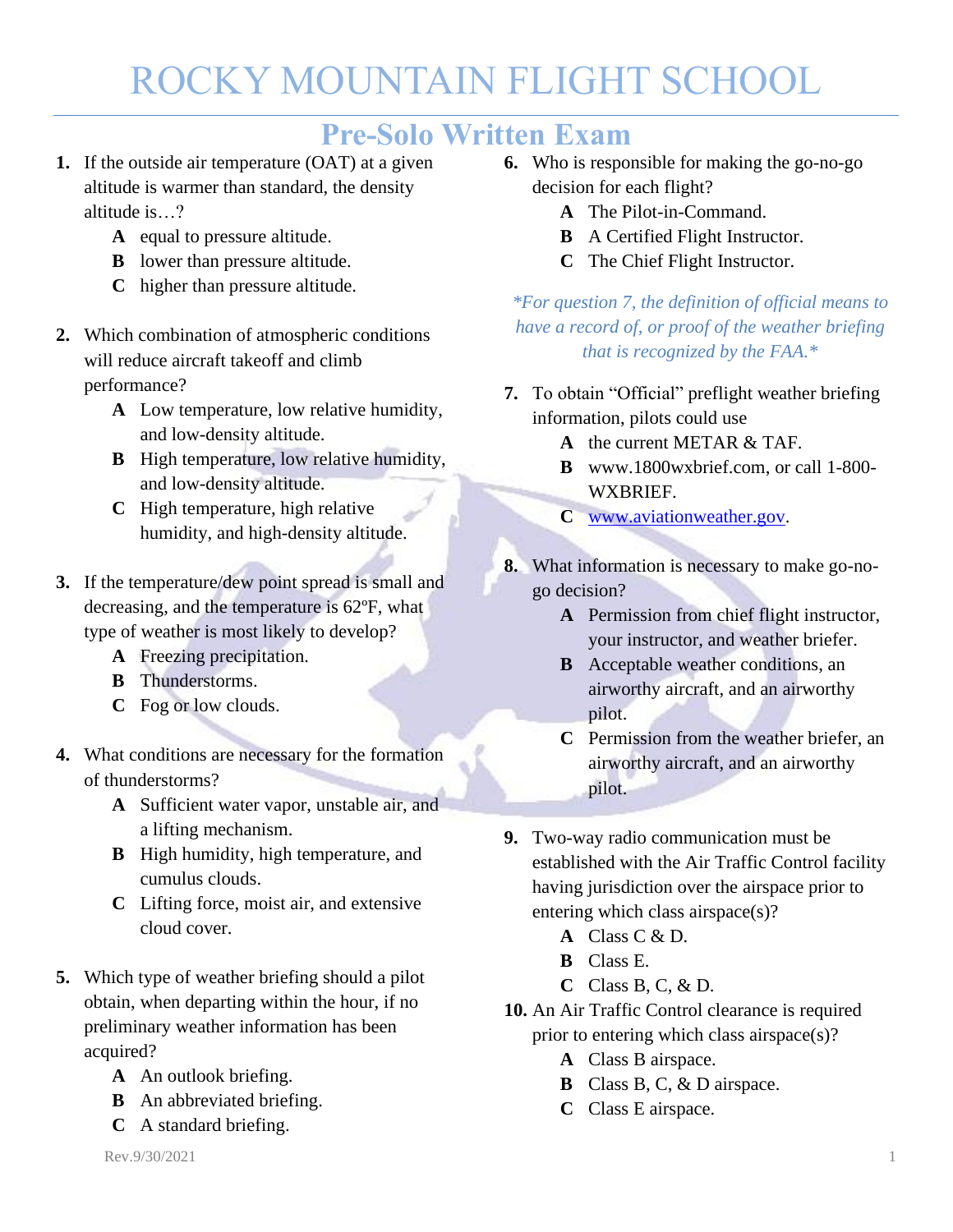# ROCKY MOUNTAIN FLIGHT SCHOOL

## Pre-Solo Written Exam

**1.** If the outside air temperature (OAT) at a given altitude is warmer than standard, the density altitude is…?

- **A** equal to pressure altitude.
- **B** lower than pressure altitude.
- **C** higher than pressure altitude.

**2.** Which combination of atmospheric conditions will reduce aircraft takeoff and climb performance?

- **A** Low temperature, low relative humidity, and low-density altitude.
- **B** High temperature, low relative humidity, and low-density altitude.
- **C** High temperature, high relative humidity, and high-density altitude.

**3.** If the temperature/dew point spread is small and decreasing, and the temperature is 62ºF, what type of weather is most likely to develop?

- **A** Freezing precipitation.
- **B** Thunderstorms.
- **C** Fog or low clouds.

**4.** What conditions are necessary for the formation of thunderstorms?

- **A** Sufficient water vapor, unstable air, and a lifting mechanism.
- **B** High humidity, high temperature, and cumulus clouds.
- **C** Lifting force, moist air, and extensive cloud cover.

**5.** Which type of weather briefing should a pilot obtain, when departing within the hour, if no preliminary weather information has been acquired?

- **A** An outlook briefing.
- **B** An abbreviated briefing.
- **C** A standard briefing.

**6.** Who is responsible for making the go-no-go decision for each flight?

- **A** The Pilot-in-Command.
- **B** A Certified Flight Instructor.
- **C** The Chief Flight Instructor.

*\*For question 7, the definition of official means to have a record of, or proof of the weather briefing that is recognized by the FAA.\**

**7.** To obtain "Official" preflight weather briefing information, pilots could use

- **A** the current METAR & TAF.
- **B** www.1800wxbrief.com, or call 1-800-WXBRIEF.
- **C** www.aviationweather.gov.

**8.** What information is necessary to make go-no-go decision?

- **A** Permission from chief flight instructor, your instructor, and weather briefer.
- **B** Acceptable weather conditions, an airworthy aircraft, and an airworthy pilot.
- **C** Permission from the weather briefer, an airworthy aircraft, and an airworthy pilot.

**9.** Two-way radio communication must be established with the Air Traffic Control facility having jurisdiction over the airspace prior to entering which class airspace(s)?

- **A** Class C & D.
- **B** Class E.
- **C** Class B, C, & D.

**10.** An Air Traffic Control clearance is required prior to entering which class airspace(s)?

- **A** Class B airspace.
- **B** Class B, C, & D airspace.
- **C** Class E airspace.

Rev.9/30/2021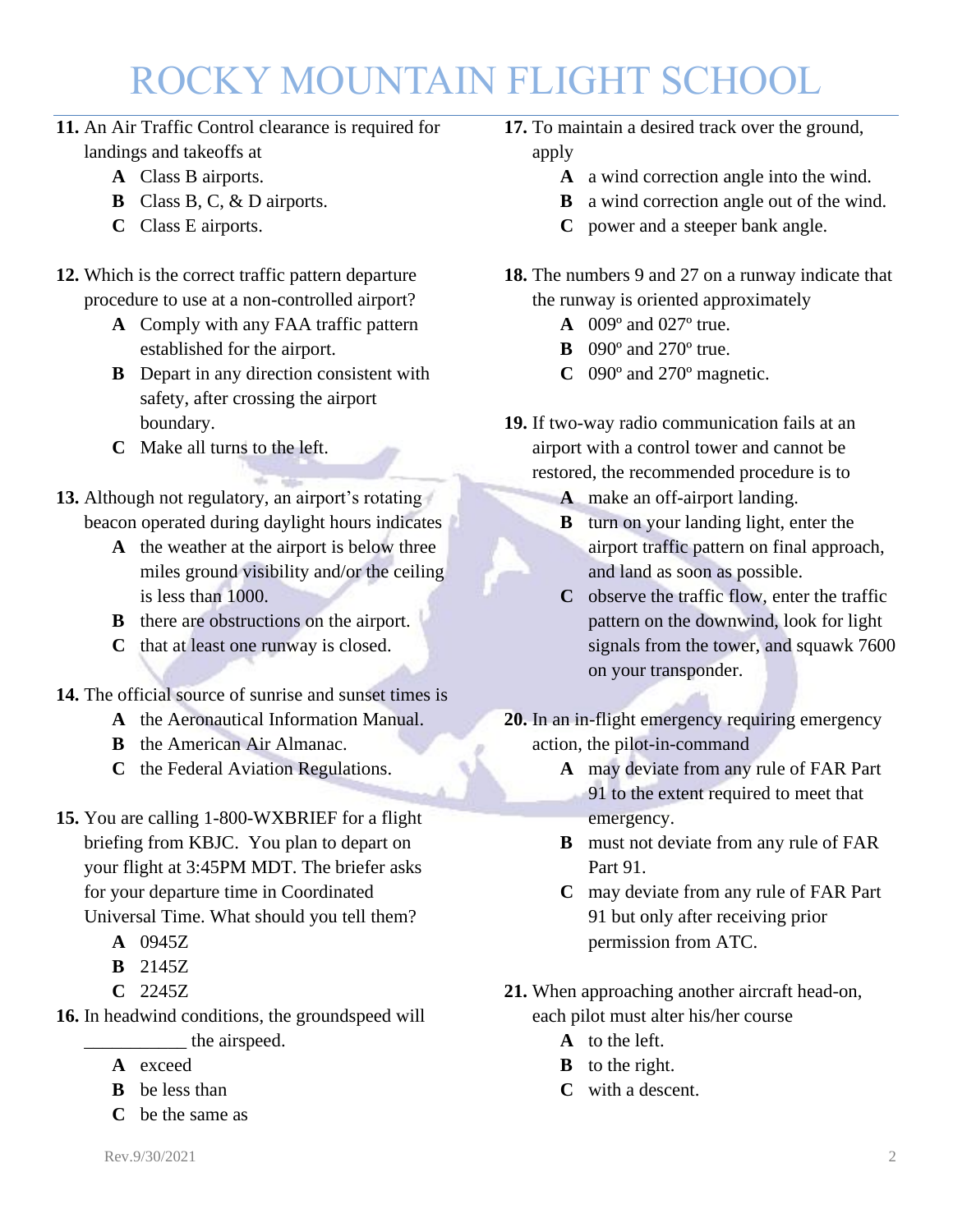# ROCKY MOUNTAIN FLIGHT SCHOOL

**11.** An Air Traffic Control clearance is required for landings and takeoffs at

- **A** Class B airports.
- **B** Class B, C, & D airports.
- **C** Class E airports.

**12.** Which is the correct traffic pattern departure procedure to use at a non-controlled airport?

- **A** Comply with any FAA traffic pattern established for the airport.
- **B** Depart in any direction consistent with safety, after crossing the airport boundary.
- **C** Make all turns to the left.

**13.** Although not regulatory, an airport's rotating beacon operated during daylight hours indicates

- **A** the weather at the airport is below three miles ground visibility and/or the ceiling is less than 1000.
- **B** there are obstructions on the airport.
- **C** that at least one runway is closed.

**14.** The official source of sunrise and sunset times is

- **A** the Aeronautical Information Manual.
- **B** the American Air Almanac.
- **C** the Federal Aviation Regulations.

**15.** You are calling 1-800-WXBRIEF for a flight briefing from KBJC. You plan to depart on your flight at 3:45PM MDT. The briefer asks for your departure time in Coordinated Universal Time. What should you tell them?

- **A** 0945Z
- **B** 2145Z
- **C** 2245Z

**16.** In headwind conditions, the groundspeed will ___________ the airspeed.

- **A** exceed
- **B** be less than
- **C** be the same as

**17.** To maintain a desired track over the ground, apply

- **A** a wind correction angle into the wind.
- **B** a wind correction angle out of the wind.
- **C** power and a steeper bank angle.

**18.** The numbers 9 and 27 on a runway indicate that the runway is oriented approximately

- **A** 009º and 027º true.
- **B** 090º and 270º true.
- **C** 090º and 270º magnetic.

**19.** If two-way radio communication fails at an airport with a control tower and cannot be restored, the recommended procedure is to

- **A** make an off-airport landing.
- **B** turn on your landing light, enter the airport traffic pattern on final approach, and land as soon as possible.
- **C** observe the traffic flow, enter the traffic pattern on the downwind, look for light signals from the tower, and squawk 7600 on your transponder.

**20.** In an in-flight emergency requiring emergency action, the pilot-in-command

- **A** may deviate from any rule of FAR Part 91 to the extent required to meet that emergency.
- **B** must not deviate from any rule of FAR Part 91.
- **C** may deviate from any rule of FAR Part 91 but only after receiving prior permission from ATC.

**21.** When approaching another aircraft head-on, each pilot must alter his/her course

- **A** to the left.
- **B** to the right.
- **C** with a descent.

Rev.9/30/2021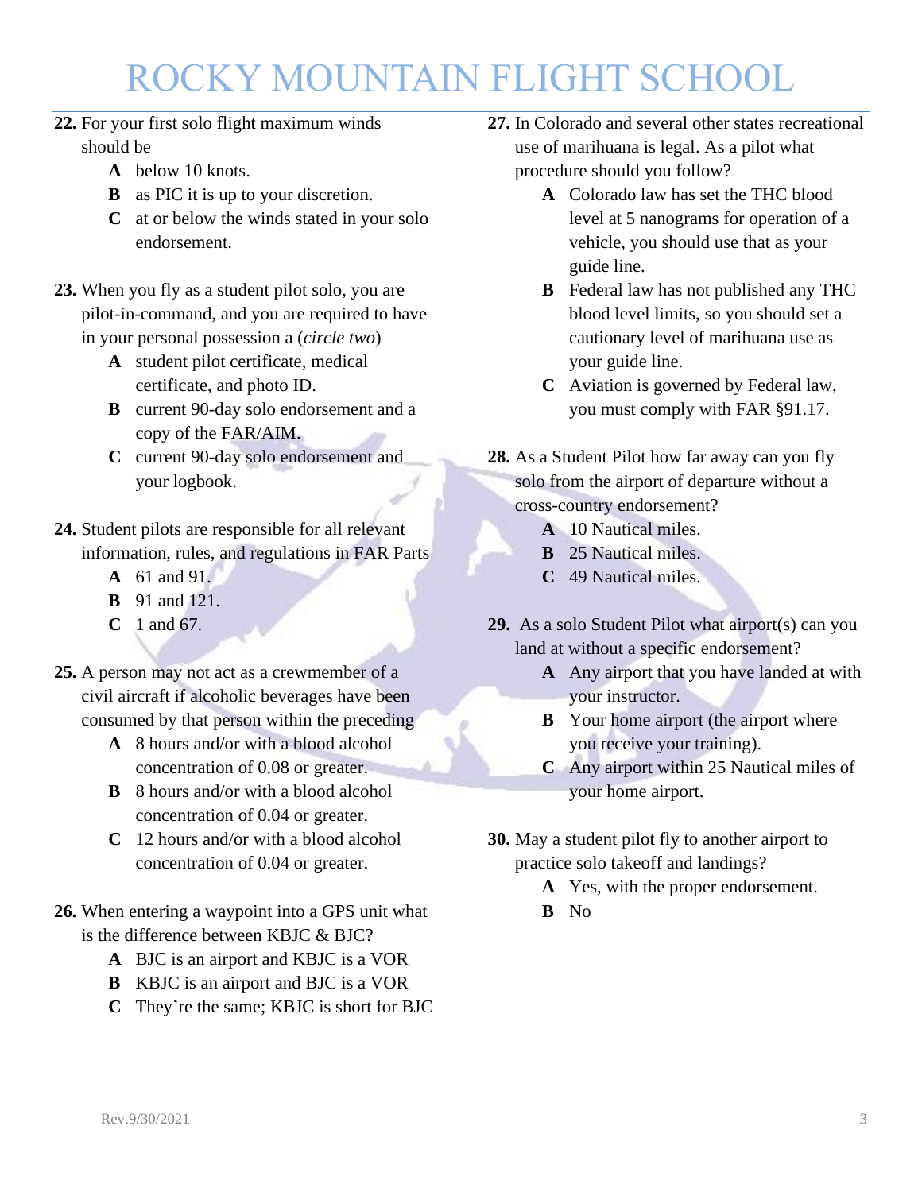**22.** For your first solo flight maximum winds should be

- **A** below 10 knots.
- **B** as PIC it is up to your discretion.
- **C** at or below the winds stated in your solo endorsement.

**23.** When you fly as a student pilot solo, you are pilot-in-command, and you are required to have in your personal possession a (*circle two*)

- **A** student pilot certificate, medical certificate, and photo ID.
- **B** current 90-day solo endorsement and a copy of the FAR/AIM.
- **C** current 90-day solo endorsement and your logbook.

**24.** Student pilots are responsible for all relevant information, rules, and regulations in FAR Parts

- **A** 61 and 91.
- **B** 91 and 121.
- **C** 1 and 67.

**25.** A person may not act as a crewmember of a civil aircraft if alcoholic beverages have been consumed by that person within the preceding

- **A** 8 hours and/or with a blood alcohol concentration of 0.08 or greater.
- **B** 8 hours and/or with a blood alcohol concentration of 0.04 or greater.
- **C** 12 hours and/or with a blood alcohol concentration of 0.04 or greater.

**26.** When entering a waypoint into a GPS unit what is the difference between KBJC & BJC?

- **A** BJC is an airport and KBJC is a VOR
- **B** KBJC is an airport and BJC is a VOR
- **C** They're the same; KBJC is short for BJC

**27.** In Colorado and several other states recreational use of marihuana is legal. As a pilot what procedure should you follow?

- **A** Colorado law has set the THC blood level at 5 nanograms for operation of a vehicle, you should use that as your guide line.
- **B** Federal law has not published any THC blood level limits, so you should set a cautionary level of marihuana use as your guide line.
- **C** Aviation is governed by Federal law, you must comply with FAR §91.17.

**28.** As a Student Pilot how far away can you fly solo from the airport of departure without a cross-country endorsement?

- **A** 10 Nautical miles.
- **B** 25 Nautical miles.
- **C** 49 Nautical miles.

**29.** As a solo Student Pilot what airport(s) can you land at without a specific endorsement?

- **A** Any airport that you have landed at with your instructor.
- **B** Your home airport (the airport where you receive your training).
- **C** Any airport within 25 Nautical miles of your home airport.

**30.** May a student pilot fly to another airport to practice solo takeoff and landings?

- **A** Yes, with the proper endorsement.
- **B** No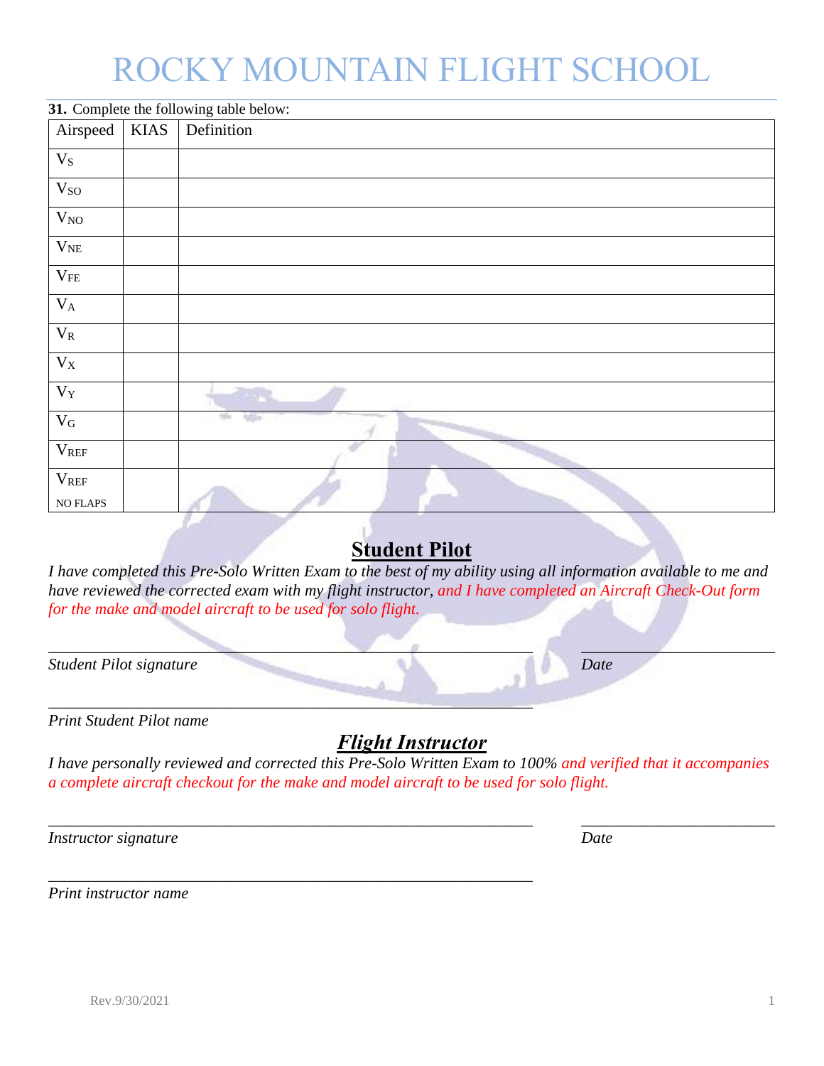# ROCKY MOUNTAIN FLIGHT SCHOOL

**31.** Complete the following table below:

| Airspeed | KIAS | Definition |
|---|---|---|
| $V_S$ | | |
| $V_{SO}$ | | |
| $V_{NO}$ | | |
| $V_{NE}$ | | |
| $V_{FE}$ | | |
| $V_A$ | | |
| $V_R$ | | |
| $V_X$ | | |
| $V_Y$ | | |
| $V_G$ | | |
| $V_{REF}$ | | |
| $V_{REF}$ NO FLAPS | | |

## Student Pilot

*I have completed this Pre-Solo Written Exam to the best of my ability using all information available to me and have reviewed the corrected exam with my flight instructor, and I have completed an Aircraft Check-Out form for the make and model aircraft to be used for solo flight.*

\_\_\_\_\_\_\_\_\_\_\_\_\_\_\_\_\_\_\_\_\_\_\_\_\_\_\_\_\_\_\_\_\_\_\_\_\_\_\_\_ \_\_\_\_\_\_\_\_\_\_\_\_\_\_\_\_\_\_\_\_

*Student Pilot signature* *Date*

\_\_\_\_\_\_\_\_\_\_\_\_\_\_\_\_\_\_\_\_\_\_\_\_\_\_\_\_\_\_\_\_\_\_\_\_\_\_\_\_

*Print Student Pilot name*

## *Flight Instructor*

*I have personally reviewed and corrected this Pre-Solo Written Exam to 100% and verified that it accompanies a complete aircraft checkout for the make and model aircraft to be used for solo flight.*

\_\_\_\_\_\_\_\_\_\_\_\_\_\_\_\_\_\_\_\_\_\_\_\_\_\_\_\_\_\_\_\_\_\_\_\_\_\_\_\_ \_\_\_\_\_\_\_\_\_\_\_\_\_\_\_\_\_\_\_\_

*Instructor signature* *Date*

\_\_\_\_\_\_\_\_\_\_\_\_\_\_\_\_\_\_\_\_\_\_\_\_\_\_\_\_\_\_\_\_\_\_\_\_\_\_\_\_

*Print instructor name*

Rev.9/30/2021